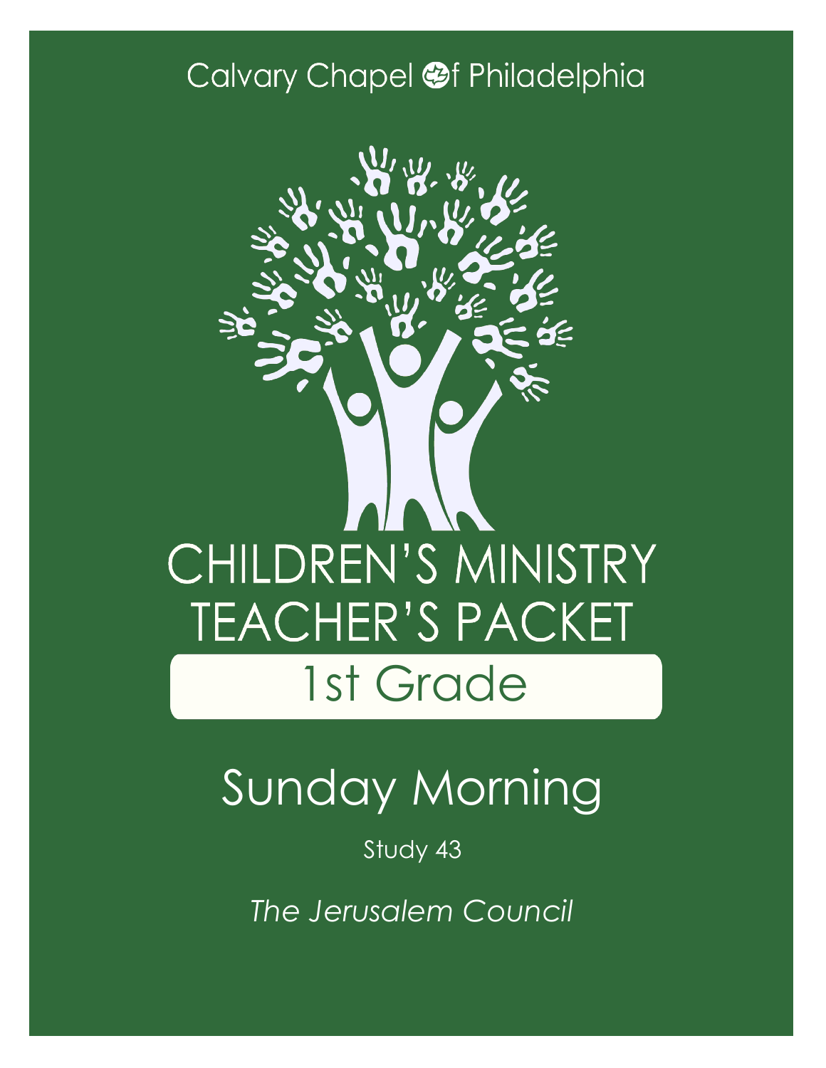Calvary Chapel of Philadelphia

# CHILDREN'S MINISTRY TEACHER'S PACKET

## 1st Grade

# Sunday Morning

Study 43

*The Jerusalem Council*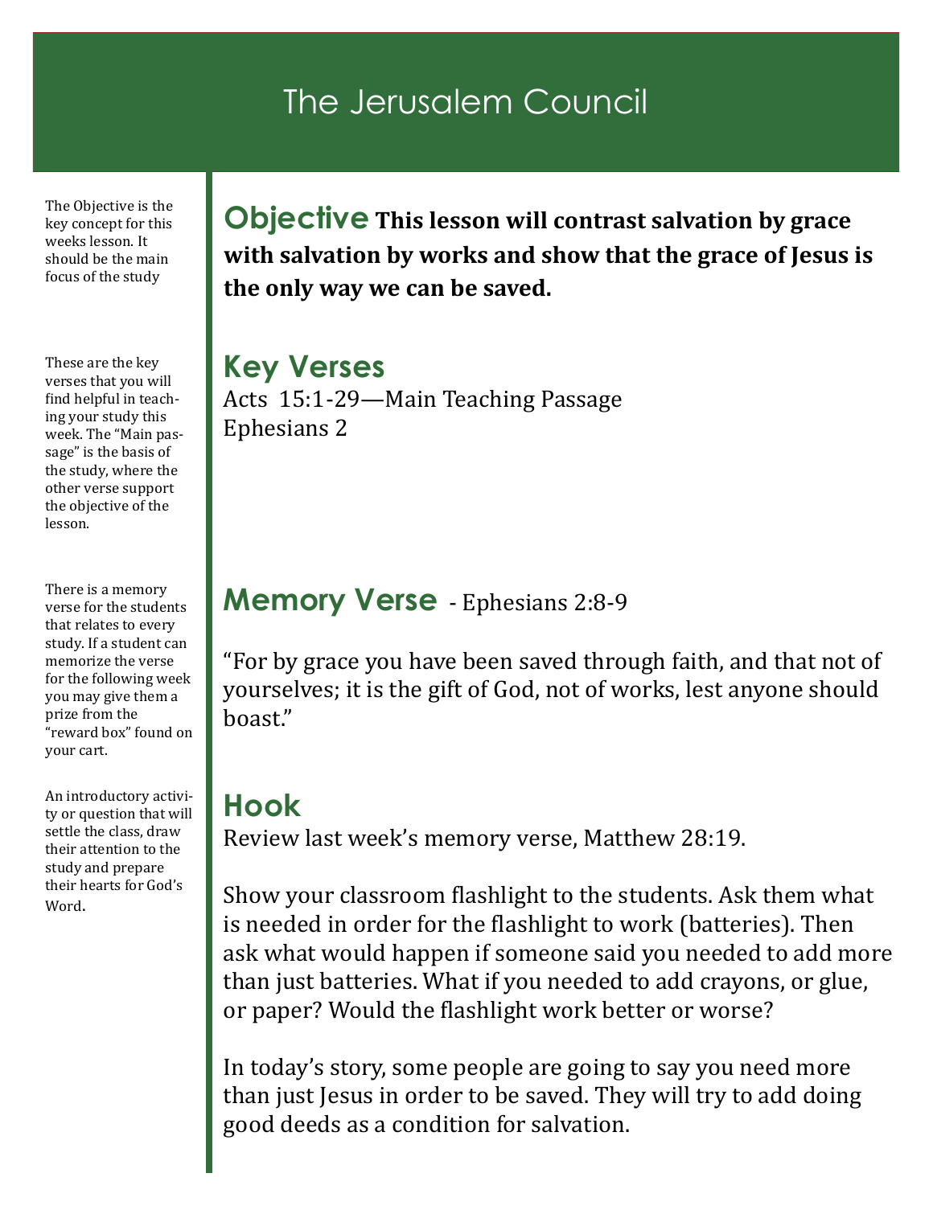# The Jerusalem Council

The Objective is the key concept for this weeks lesson. It should be the main focus of the study

## Objective

**This lesson will contrast salvation by grace with salvation by works and show that the grace of Jesus is the only way we can be saved.**

These are the key verses that you will find helpful in teaching your study this week. The "Main passage" is the basis of the study, where the other verse support the objective of the lesson.

## Key Verses

Acts 15:1-29—Main Teaching Passage
Ephesians 2

There is a memory verse for the students that relates to every study. If a student can memorize the verse for the following week you may give them a prize from the "reward box" found on your cart.

## Memory Verse - Ephesians 2:8-9

"For by grace you have been saved through faith, and that not of yourselves; it is the gift of God, not of works, lest anyone should boast."

An introductory activity or question that will settle the class, draw their attention to the study and prepare their hearts for God's Word.

## Hook

Review last week's memory verse, Matthew 28:19.

Show your classroom flashlight to the students. Ask them what is needed in order for the flashlight to work (batteries). Then ask what would happen if someone said you needed to add more than just batteries. What if you needed to add crayons, or glue, or paper? Would the flashlight work better or worse?

In today's story, some people are going to say you need more than just Jesus in order to be saved. They will try to add doing good deeds as a condition for salvation.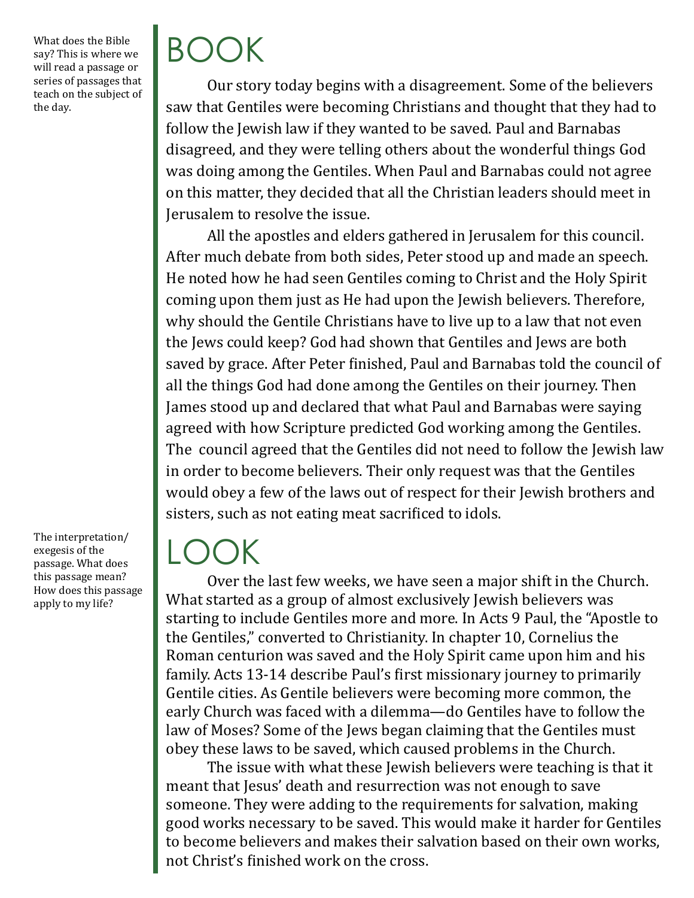What does the Bible say? This is where we will read a passage or series of passages that teach on the subject of the day.

# BOOK

Our story today begins with a disagreement. Some of the believers saw that Gentiles were becoming Christians and thought that they had to follow the Jewish law if they wanted to be saved. Paul and Barnabas disagreed, and they were telling others about the wonderful things God was doing among the Gentiles. When Paul and Barnabas could not agree on this matter, they decided that all the Christian leaders should meet in Jerusalem to resolve the issue.

All the apostles and elders gathered in Jerusalem for this council. After much debate from both sides, Peter stood up and made an speech. He noted how he had seen Gentiles coming to Christ and the Holy Spirit coming upon them just as He had upon the Jewish believers. Therefore, why should the Gentile Christians have to live up to a law that not even the Jews could keep? God had shown that Gentiles and Jews are both saved by grace. After Peter finished, Paul and Barnabas told the council of all the things God had done among the Gentiles on their journey. Then James stood up and declared that what Paul and Barnabas were saying agreed with how Scripture predicted God working among the Gentiles. The council agreed that the Gentiles did not need to follow the Jewish law in order to become believers. Their only request was that the Gentiles would obey a few of the laws out of respect for their Jewish brothers and sisters, such as not eating meat sacrificed to idols.

The interpretation/exegesis of the passage. What does this passage mean? How does this passage apply to my life?

# LOOK

Over the last few weeks, we have seen a major shift in the Church. What started as a group of almost exclusively Jewish believers was starting to include Gentiles more and more. In Acts 9 Paul, the "Apostle to the Gentiles," converted to Christianity. In chapter 10, Cornelius the Roman centurion was saved and the Holy Spirit came upon him and his family. Acts 13-14 describe Paul's first missionary journey to primarily Gentile cities. As Gentile believers were becoming more common, the early Church was faced with a dilemma—do Gentiles have to follow the law of Moses? Some of the Jews began claiming that the Gentiles must obey these laws to be saved, which caused problems in the Church.

The issue with what these Jewish believers were teaching is that it meant that Jesus' death and resurrection was not enough to save someone. They were adding to the requirements for salvation, making good works necessary to be saved. This would make it harder for Gentiles to become believers and makes their salvation based on their own works, not Christ's finished work on the cross.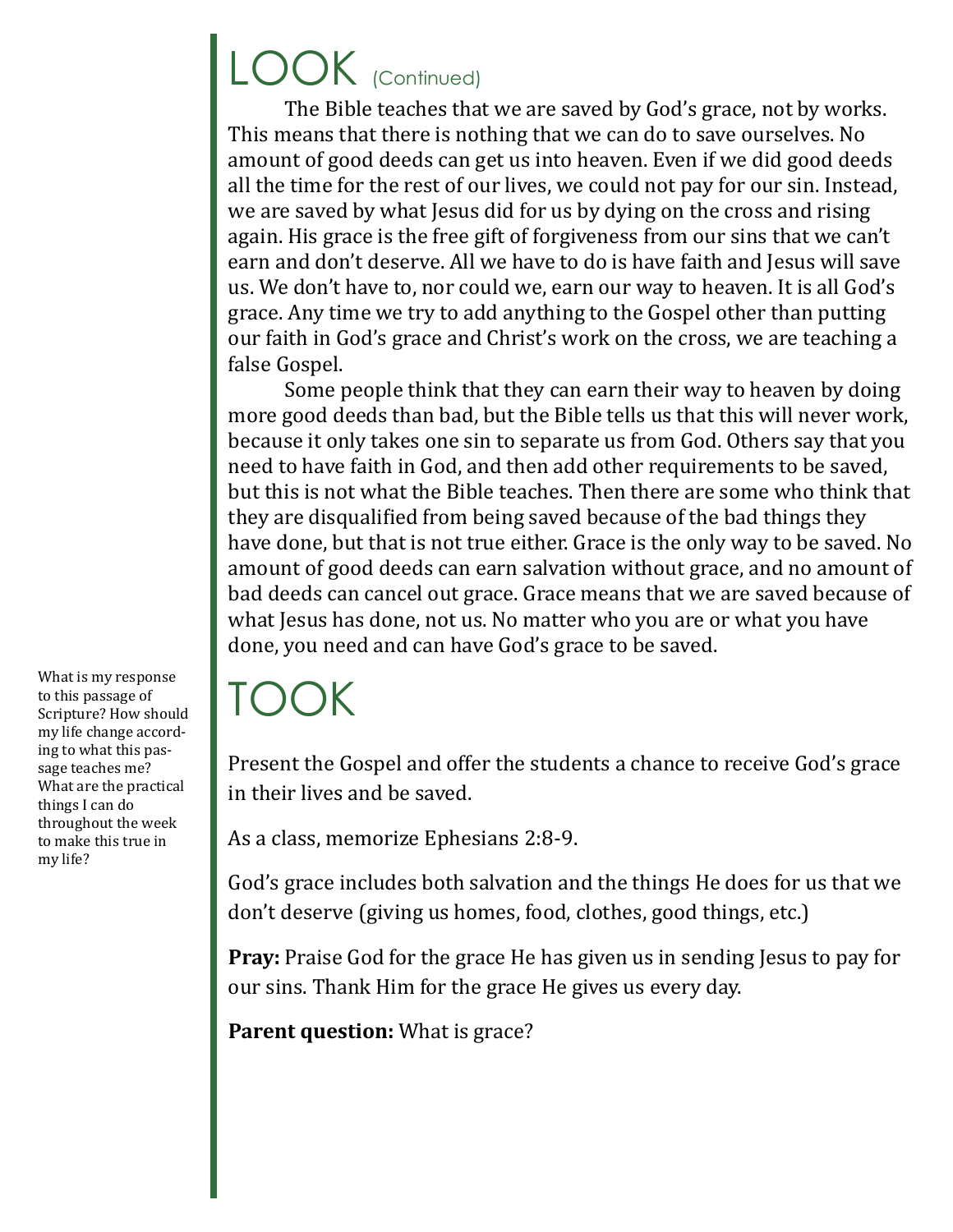# LOOK (Continued)

The Bible teaches that we are saved by God's grace, not by works. This means that there is nothing that we can do to save ourselves. No amount of good deeds can get us into heaven. Even if we did good deeds all the time for the rest of our lives, we could not pay for our sin. Instead, we are saved by what Jesus did for us by dying on the cross and rising again. His grace is the free gift of forgiveness from our sins that we can't earn and don't deserve. All we have to do is have faith and Jesus will save us. We don't have to, nor could we, earn our way to heaven. It is all God's grace. Any time we try to add anything to the Gospel other than putting our faith in God's grace and Christ's work on the cross, we are teaching a false Gospel.

Some people think that they can earn their way to heaven by doing more good deeds than bad, but the Bible tells us that this will never work, because it only takes one sin to separate us from God. Others say that you need to have faith in God, and then add other requirements to be saved, but this is not what the Bible teaches. Then there are some who think that they are disqualified from being saved because of the bad things they have done, but that is not true either. Grace is the only way to be saved. No amount of good deeds can earn salvation without grace, and no amount of bad deeds can cancel out grace. Grace means that we are saved because of what Jesus has done, not us. No matter who you are or what you have done, you need and can have God's grace to be saved.

# TOOK

What is my response to this passage of Scripture? How should my life change according to what this passage teaches me? What are the practical things I can do throughout the week to make this true in my life?

Present the Gospel and offer the students a chance to receive God's grace in their lives and be saved.

As a class, memorize Ephesians 2:8-9.

God's grace includes both salvation and the things He does for us that we don't deserve (giving us homes, food, clothes, good things, etc.)

**Pray:** Praise God for the grace He has given us in sending Jesus to pay for our sins. Thank Him for the grace He gives us every day.

**Parent question:** What is grace?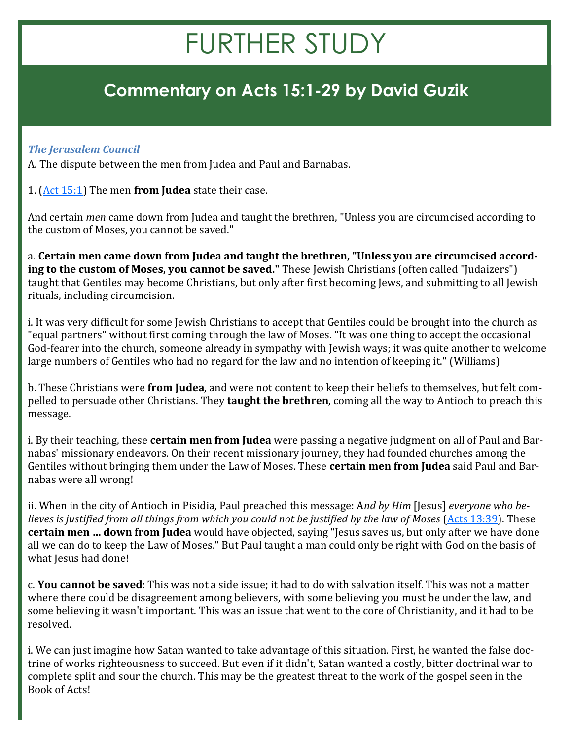# FURTHER STUDY

## Commentary on Acts 15:1-29 by David Guzik

***The Jerusalem Council***

A. The dispute between the men from Judea and Paul and Barnabas.

1. (Act 15:1) The men **from Judea** state their case.

And certain *men* came down from Judea and taught the brethren, "Unless you are circumcised according to the custom of Moses, you cannot be saved."

a. **Certain men came down from Judea and taught the brethren, "Unless you are circumcised according to the custom of Moses, you cannot be saved."** These Jewish Christians (often called "Judaizers") taught that Gentiles may become Christians, but only after first becoming Jews, and submitting to all Jewish rituals, including circumcision.

i. It was very difficult for some Jewish Christians to accept that Gentiles could be brought into the church as "equal partners" without first coming through the law of Moses. "It was one thing to accept the occasional God-fearer into the church, someone already in sympathy with Jewish ways; it was quite another to welcome large numbers of Gentiles who had no regard for the law and no intention of keeping it." (Williams)

b. These Christians were **from Judea**, and were not content to keep their beliefs to themselves, but felt compelled to persuade other Christians. They **taught the brethren**, coming all the way to Antioch to preach this message.

i. By their teaching, these **certain men from Judea** were passing a negative judgment on all of Paul and Barnabas' missionary endeavors. On their recent missionary journey, they had founded churches among the Gentiles without bringing them under the Law of Moses. These **certain men from Judea** said Paul and Barnabas were all wrong!

ii. When in the city of Antioch in Pisidia, Paul preached this message: *And by Him* [Jesus] *everyone who believes is justified from all things from which you could not be justified by the law of Moses* (Acts 13:39). These **certain men ... down from Judea** would have objected, saying "Jesus saves us, but only after we have done all we can do to keep the Law of Moses." But Paul taught a man could only be right with God on the basis of what Jesus had done!

c. **You cannot be saved**: This was not a side issue; it had to do with salvation itself. This was not a matter where there could be disagreement among believers, with some believing you must be under the law, and some believing it wasn't important. This was an issue that went to the core of Christianity, and it had to be resolved.

i. We can just imagine how Satan wanted to take advantage of this situation. First, he wanted the false doctrine of works righteousness to succeed. But even if it didn't, Satan wanted a costly, bitter doctrinal war to complete split and sour the church. This may be the greatest threat to the work of the gospel seen in the Book of Acts!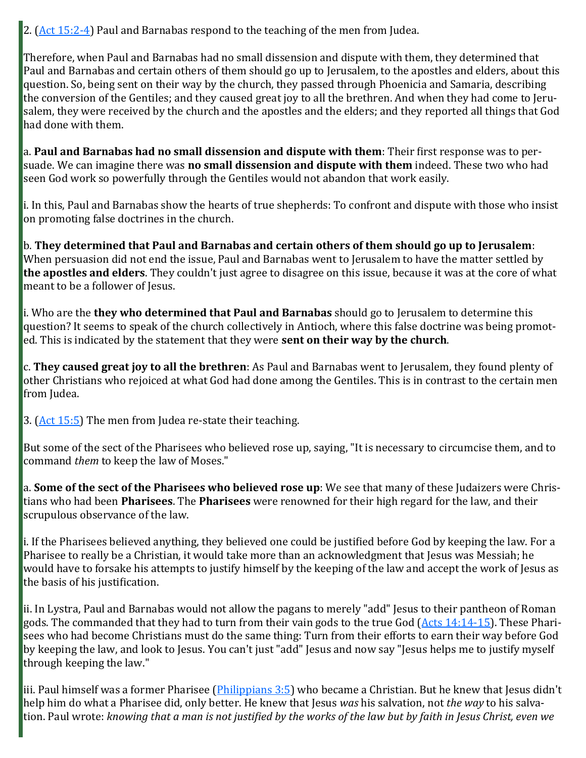2. ([Act 15:2-4]) Paul and Barnabas respond to the teaching of the men from Judea.

Therefore, when Paul and Barnabas had no small dissension and dispute with them, they determined that Paul and Barnabas and certain others of them should go up to Jerusalem, to the apostles and elders, about this question. So, being sent on their way by the church, they passed through Phoenicia and Samaria, describing the conversion of the Gentiles; and they caused great joy to all the brethren. And when they had come to Jerusalem, they were received by the church and the apostles and the elders; and they reported all things that God had done with them.

a. **Paul and Barnabas had no small dissension and dispute with them**: Their first response was to persuade. We can imagine there was **no small dissension and dispute with them** indeed. These two who had seen God work so powerfully through the Gentiles would not abandon that work easily.

i. In this, Paul and Barnabas show the hearts of true shepherds: To confront and dispute with those who insist on promoting false doctrines in the church.

b. **They determined that Paul and Barnabas and certain others of them should go up to Jerusalem**: When persuasion did not end the issue, Paul and Barnabas went to Jerusalem to have the matter settled by **the apostles and elders**. They couldn't just agree to disagree on this issue, because it was at the core of what meant to be a follower of Jesus.

i. Who are the **they who determined that Paul and Barnabas** should go to Jerusalem to determine this question? It seems to speak of the church collectively in Antioch, where this false doctrine was being promoted. This is indicated by the statement that they were **sent on their way by the church**.

c. **They caused great joy to all the brethren**: As Paul and Barnabas went to Jerusalem, they found plenty of other Christians who rejoiced at what God had done among the Gentiles. This is in contrast to the certain men from Judea.

3. ([Act 15:5]) The men from Judea re-state their teaching.

But some of the sect of the Pharisees who believed rose up, saying, "It is necessary to circumcise them, and to command *them* to keep the law of Moses."

a. **Some of the sect of the Pharisees who believed rose up**: We see that many of these Judaizers were Christians who had been **Pharisees**. The **Pharisees** were renowned for their high regard for the law, and their scrupulous observance of the law.

i. If the Pharisees believed anything, they believed one could be justified before God by keeping the law. For a Pharisee to really be a Christian, it would take more than an acknowledgment that Jesus was Messiah; he would have to forsake his attempts to justify himself by the keeping of the law and accept the work of Jesus as the basis of his justification.

ii. In Lystra, Paul and Barnabas would not allow the pagans to merely "add" Jesus to their pantheon of Roman gods. The commanded that they had to turn from their vain gods to the true God ([Acts 14:14-15]). These Pharisees who had become Christians must do the same thing: Turn from their efforts to earn their way before God by keeping the law, and look to Jesus. You can't just "add" Jesus and now say "Jesus helps me to justify myself through keeping the law."

iii. Paul himself was a former Pharisee ([Philippians 3:5]) who became a Christian. But he knew that Jesus didn't help him do what a Pharisee did, only better. He knew that Jesus *was* his salvation, not *the way* to his salvation. Paul wrote: *knowing that a man is not justified by the works of the law but by faith in Jesus Christ, even we*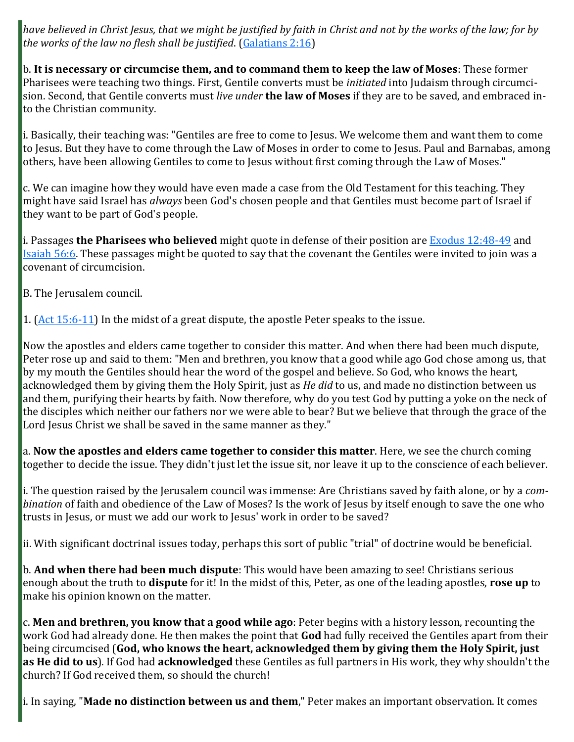*have believed in Christ Jesus, that we might be justified by faith in Christ and not by the works of the law; for by the works of the law no flesh shall be justified*. ([Galatians 2:16](Galatians 2:16))

b. **It is necessary or circumcise them, and to command them to keep the law of Moses**: These former Pharisees were teaching two things. First, Gentile converts must be *initiated* into Judaism through circumcision. Second, that Gentile converts must *live under* **the law of Moses** if they are to be saved, and embraced into the Christian community.

i. Basically, their teaching was: "Gentiles are free to come to Jesus. We welcome them and want them to come to Jesus. But they have to come through the Law of Moses in order to come to Jesus. Paul and Barnabas, among others, have been allowing Gentiles to come to Jesus without first coming through the Law of Moses."

c. We can imagine how they would have even made a case from the Old Testament for this teaching. They might have said Israel has *always* been God's chosen people and that Gentiles must become part of Israel if they want to be part of God's people.

i. Passages **the Pharisees who believed** might quote in defense of their position are [Exodus 12:48-49](Exodus 12:48-49) and [Isaiah 56:6](Isaiah 56:6). These passages might be quoted to say that the covenant the Gentiles were invited to join was a covenant of circumcision.

B. The Jerusalem council.

1. ([Act 15:6-11](Act 15:6-11)) In the midst of a great dispute, the apostle Peter speaks to the issue.

Now the apostles and elders came together to consider this matter. And when there had been much dispute, Peter rose up and said to them: "Men and brethren, you know that a good while ago God chose among us, that by my mouth the Gentiles should hear the word of the gospel and believe. So God, who knows the heart, acknowledged them by giving them the Holy Spirit, just as *He did* to us, and made no distinction between us and them, purifying their hearts by faith. Now therefore, why do you test God by putting a yoke on the neck of the disciples which neither our fathers nor we were able to bear? But we believe that through the grace of the Lord Jesus Christ we shall be saved in the same manner as they."

a. **Now the apostles and elders came together to consider this matter**. Here, we see the church coming together to decide the issue. They didn't just let the issue sit, nor leave it up to the conscience of each believer.

i. The question raised by the Jerusalem council was immense: Are Christians saved by faith alone, or by a *combination* of faith and obedience of the Law of Moses? Is the work of Jesus by itself enough to save the one who trusts in Jesus, or must we add our work to Jesus' work in order to be saved?

ii. With significant doctrinal issues today, perhaps this sort of public "trial" of doctrine would be beneficial.

b. **And when there had been much dispute**: This would have been amazing to see! Christians serious enough about the truth to **dispute** for it! In the midst of this, Peter, as one of the leading apostles, **rose up** to make his opinion known on the matter.

c. **Men and brethren, you know that a good while ago**: Peter begins with a history lesson, recounting the work God had already done. He then makes the point that **God** had fully received the Gentiles apart from their being circumcised (**God, who knows the heart, acknowledged them by giving them the Holy Spirit, just as He did to us**). If God had **acknowledged** these Gentiles as full partners in His work, they why shouldn't the church? If God received them, so should the church!

i. In saying, "**Made no distinction between us and them**," Peter makes an important observation. It comes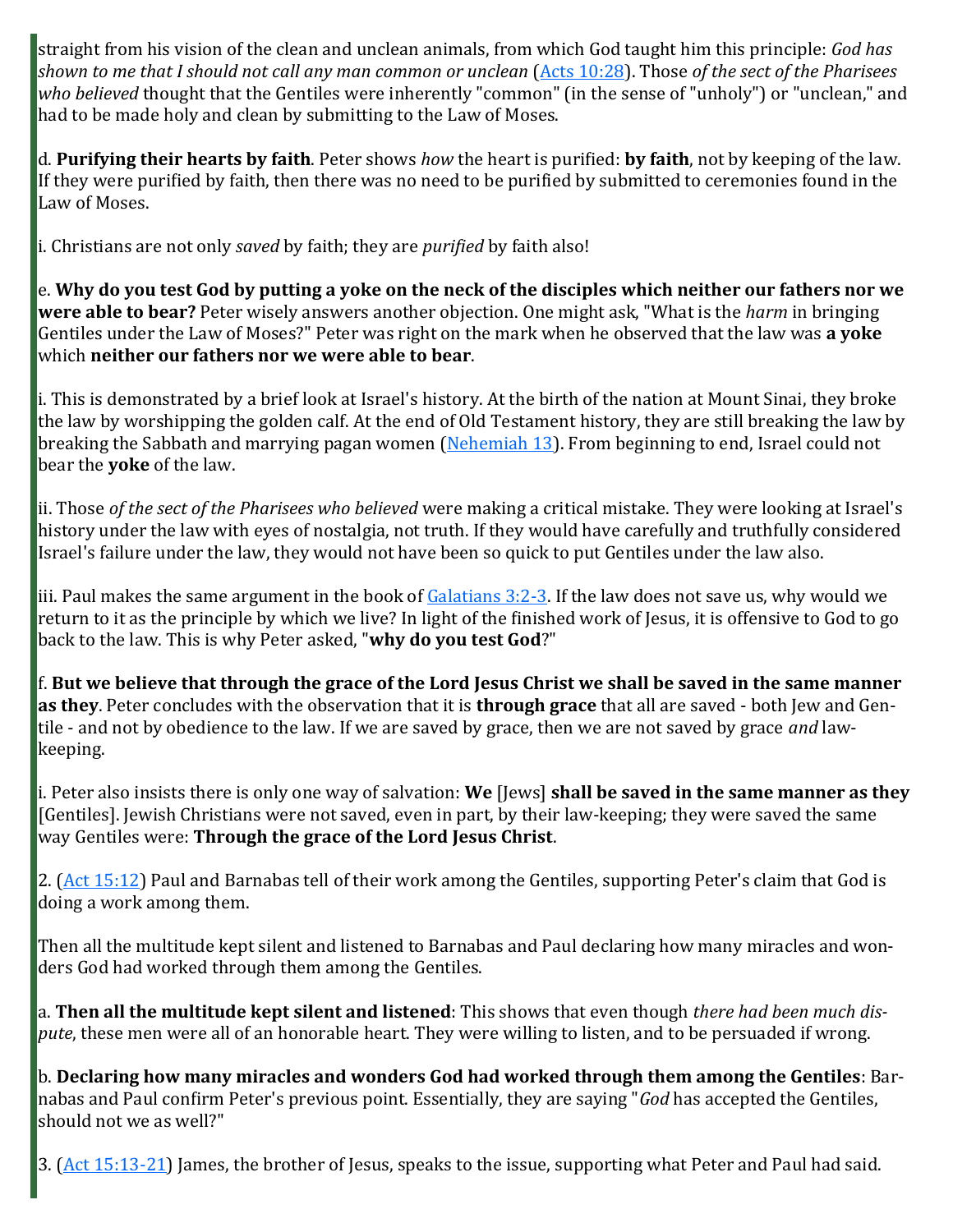straight from his vision of the clean and unclean animals, from which God taught him this principle: *God has shown to me that I should not call any man common or unclean* ([Acts 10:28](#)). Those *of the sect of the Pharisees who believed* thought that the Gentiles were inherently "common" (in the sense of "unholy") or "unclean," and had to be made holy and clean by submitting to the Law of Moses.

d. **Purifying their hearts by faith**. Peter shows *how* the heart is purified: **by faith**, not by keeping of the law. If they were purified by faith, then there was no need to be purified by submitted to ceremonies found in the Law of Moses.

i. Christians are not only *saved* by faith; they are *purified* by faith also!

e. **Why do you test God by putting a yoke on the neck of the disciples which neither our fathers nor we were able to bear?** Peter wisely answers another objection. One might ask, "What is the *harm* in bringing Gentiles under the Law of Moses?" Peter was right on the mark when he observed that the law was **a yoke** which **neither our fathers nor we were able to bear**.

i. This is demonstrated by a brief look at Israel's history. At the birth of the nation at Mount Sinai, they broke the law by worshipping the golden calf. At the end of Old Testament history, they are still breaking the law by breaking the Sabbath and marrying pagan women ([Nehemiah 13](#)). From beginning to end, Israel could not bear the **yoke** of the law.

ii. Those *of the sect of the Pharisees who believed* were making a critical mistake. They were looking at Israel's history under the law with eyes of nostalgia, not truth. If they would have carefully and truthfully considered Israel's failure under the law, they would not have been so quick to put Gentiles under the law also.

iii. Paul makes the same argument in the book of [Galatians 3:2-3](#). If the law does not save us, why would we return to it as the principle by which we live? In light of the finished work of Jesus, it is offensive to God to go back to the law. This is why Peter asked, "**why do you test God**?"

f. **But we believe that through the grace of the Lord Jesus Christ we shall be saved in the same manner as they**. Peter concludes with the observation that it is **through grace** that all are saved - both Jew and Gentile - and not by obedience to the law. If we are saved by grace, then we are not saved by grace *and* law-keeping.

i. Peter also insists there is only one way of salvation: **We** [Jews] **shall be saved in the same manner as they** [Gentiles]. Jewish Christians were not saved, even in part, by their law-keeping; they were saved the same way Gentiles were: **Through the grace of the Lord Jesus Christ**.

2. ([Act 15:12](#)) Paul and Barnabas tell of their work among the Gentiles, supporting Peter's claim that God is doing a work among them.

Then all the multitude kept silent and listened to Barnabas and Paul declaring how many miracles and wonders God had worked through them among the Gentiles.

a. **Then all the multitude kept silent and listened**: This shows that even though *there had been much dispute*, these men were all of an honorable heart. They were willing to listen, and to be persuaded if wrong.

b. **Declaring how many miracles and wonders God had worked through them among the Gentiles**: Barnabas and Paul confirm Peter's previous point. Essentially, they are saying "*God* has accepted the Gentiles, should not we as well?"

3. ([Act 15:13-21](#)) James, the brother of Jesus, speaks to the issue, supporting what Peter and Paul had said.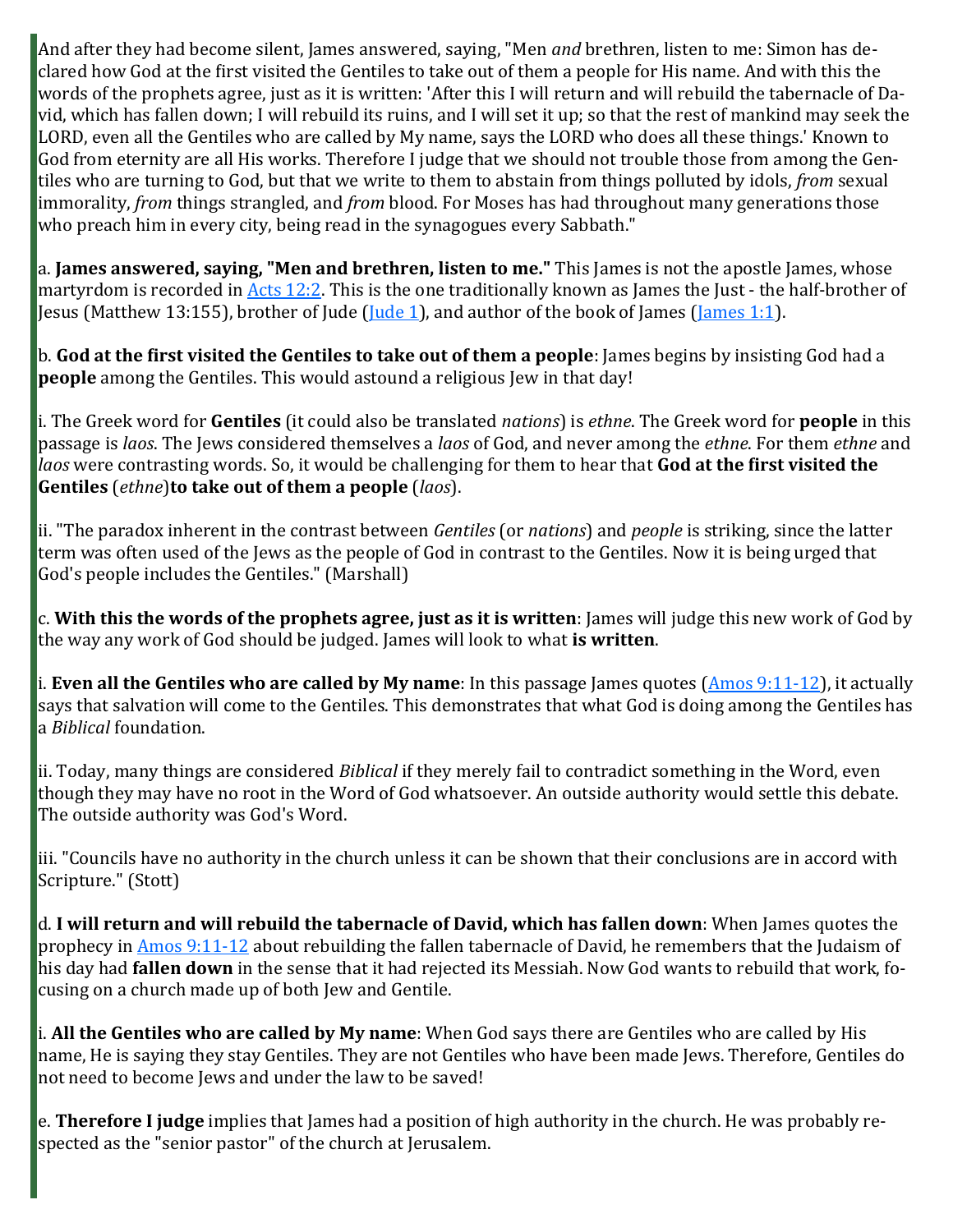And after they had become silent, James answered, saying, "Men *and* brethren, listen to me: Simon has declared how God at the first visited the Gentiles to take out of them a people for His name. And with this the words of the prophets agree, just as it is written: 'After this I will return and will rebuild the tabernacle of David, which has fallen down; I will rebuild its ruins, and I will set it up; so that the rest of mankind may seek the LORD, even all the Gentiles who are called by My name, says the LORD who does all these things.' Known to God from eternity are all His works. Therefore I judge that we should not trouble those from among the Gentiles who are turning to God, but that we write to them to abstain from things polluted by idols, *from* sexual immorality, *from* things strangled, and *from* blood. For Moses has had throughout many generations those who preach him in every city, being read in the synagogues every Sabbath."

a. **James answered, saying, "Men and brethren, listen to me."** This James is not the apostle James, whose martyrdom is recorded in Acts 12:2. This is the one traditionally known as James the Just - the half-brother of Jesus (Matthew 13:155), brother of Jude (Jude 1), and author of the book of James (James 1:1).

b. **God at the first visited the Gentiles to take out of them a people**: James begins by insisting God had a **people** among the Gentiles. This would astound a religious Jew in that day!

i. The Greek word for **Gentiles** (it could also be translated *nations*) is *ethne*. The Greek word for **people** in this passage is *laos*. The Jews considered themselves a *laos* of God, and never among the *ethne*. For them *ethne* and *laos* were contrasting words. So, it would be challenging for them to hear that **God at the first visited the Gentiles** (*ethne*)**to take out of them a people** (*laos*).

ii. "The paradox inherent in the contrast between *Gentiles* (or *nations*) and *people* is striking, since the latter term was often used of the Jews as the people of God in contrast to the Gentiles. Now it is being urged that God's people includes the Gentiles." (Marshall)

c. **With this the words of the prophets agree, just as it is written**: James will judge this new work of God by the way any work of God should be judged. James will look to what **is written**.

i. **Even all the Gentiles who are called by My name**: In this passage James quotes (Amos 9:11-12), it actually says that salvation will come to the Gentiles. This demonstrates that what God is doing among the Gentiles has a *Biblical* foundation.

ii. Today, many things are considered *Biblical* if they merely fail to contradict something in the Word, even though they may have no root in the Word of God whatsoever. An outside authority would settle this debate. The outside authority was God's Word.

iii. "Councils have no authority in the church unless it can be shown that their conclusions are in accord with Scripture." (Stott)

d. **I will return and will rebuild the tabernacle of David, which has fallen down**: When James quotes the prophecy in Amos 9:11-12 about rebuilding the fallen tabernacle of David, he remembers that the Judaism of his day had **fallen down** in the sense that it had rejected its Messiah. Now God wants to rebuild that work, focusing on a church made up of both Jew and Gentile.

i. **All the Gentiles who are called by My name**: When God says there are Gentiles who are called by His name, He is saying they stay Gentiles. They are not Gentiles who have been made Jews. Therefore, Gentiles do not need to become Jews and under the law to be saved!

e. **Therefore I judge** implies that James had a position of high authority in the church. He was probably respected as the "senior pastor" of the church at Jerusalem.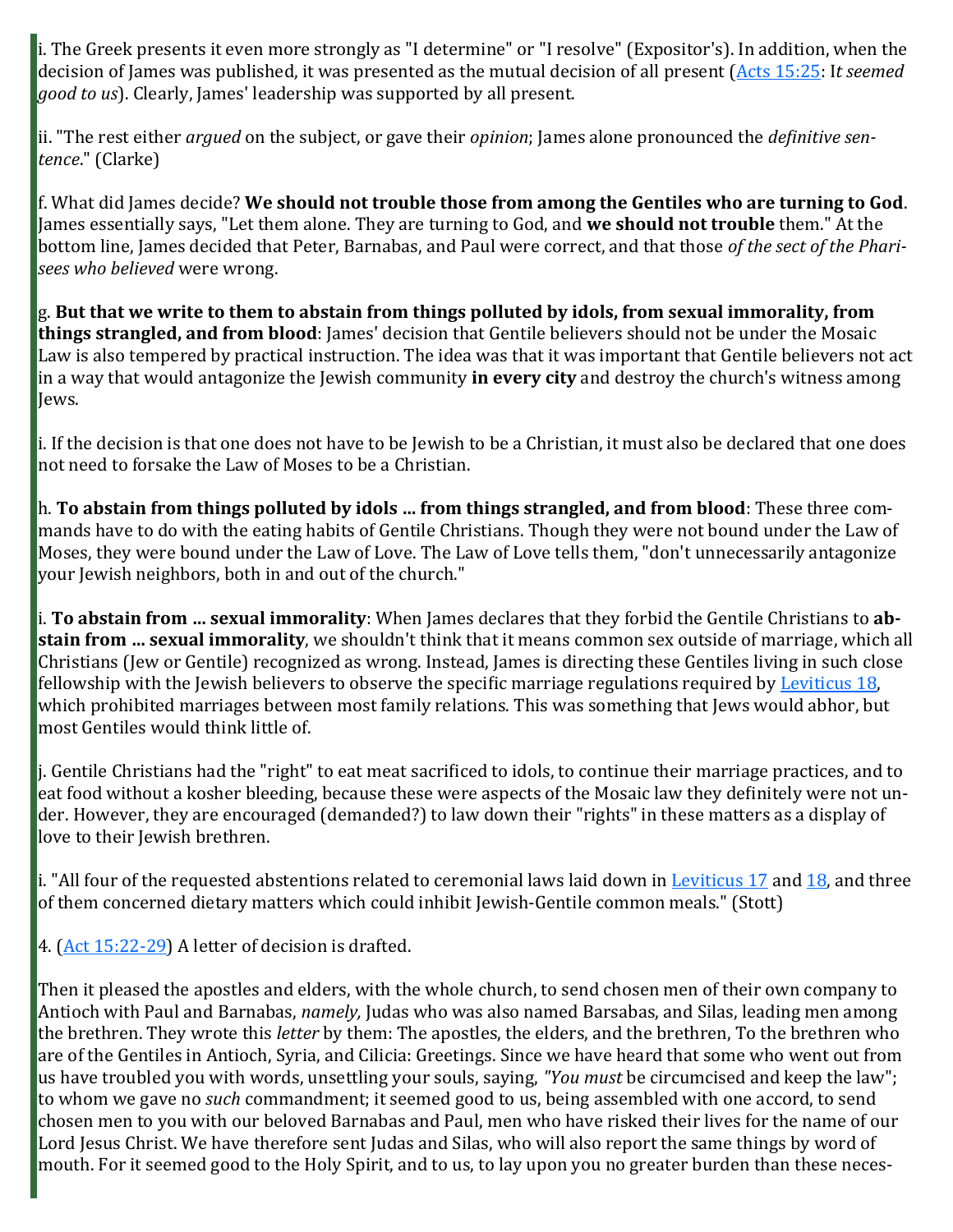i. The Greek presents it even more strongly as "I determine" or "I resolve" (Expositor's). In addition, when the decision of James was published, it was presented as the mutual decision of all present (Acts 15:25: I*t seemed good to us*). Clearly, James' leadership was supported by all present.

ii. "The rest either *argued* on the subject, or gave their *opinion*; James alone pronounced the *definitive sentence*." (Clarke)

f. What did James decide? **We should not trouble those from among the Gentiles who are turning to God**. James essentially says, "Let them alone. They are turning to God, and **we should not trouble** them." At the bottom line, James decided that Peter, Barnabas, and Paul were correct, and that those *of the sect of the Pharisees who believed* were wrong.

g. **But that we write to them to abstain from things polluted by idols, from sexual immorality, from things strangled, and from blood**: James' decision that Gentile believers should not be under the Mosaic Law is also tempered by practical instruction. The idea was that it was important that Gentile believers not act in a way that would antagonize the Jewish community **in every city** and destroy the church's witness among Jews.

i. If the decision is that one does not have to be Jewish to be a Christian, it must also be declared that one does not need to forsake the Law of Moses to be a Christian.

h. **To abstain from things polluted by idols ... from things strangled, and from blood**: These three commands have to do with the eating habits of Gentile Christians. Though they were not bound under the Law of Moses, they were bound under the Law of Love. The Law of Love tells them, "don't unnecessarily antagonize your Jewish neighbors, both in and out of the church."

i. **To abstain from ... sexual immorality**: When James declares that they forbid the Gentile Christians to **abstain from ... sexual immorality**, we shouldn't think that it means common sex outside of marriage, which all Christians (Jew or Gentile) recognized as wrong. Instead, James is directing these Gentiles living in such close fellowship with the Jewish believers to observe the specific marriage regulations required by Leviticus 18, which prohibited marriages between most family relations. This was something that Jews would abhor, but most Gentiles would think little of.

j. Gentile Christians had the "right" to eat meat sacrificed to idols, to continue their marriage practices, and to eat food without a kosher bleeding, because these were aspects of the Mosaic law they definitely were not under. However, they are encouraged (demanded?) to law down their "rights" in these matters as a display of love to their Jewish brethren.

i. "All four of the requested abstentions related to ceremonial laws laid down in Leviticus 17 and 18, and three of them concerned dietary matters which could inhibit Jewish-Gentile common meals." (Stott)

4. (Act 15:22-29) A letter of decision is drafted.

Then it pleased the apostles and elders, with the whole church, to send chosen men of their own company to Antioch with Paul and Barnabas, *namely,* Judas who was also named Barsabas, and Silas, leading men among the brethren. They wrote this *letter* by them: The apostles, the elders, and the brethren, To the brethren who are of the Gentiles in Antioch, Syria, and Cilicia: Greetings. Since we have heard that some who went out from us have troubled you with words, unsettling your souls, saying, *"You must* be circumcised and keep the law"; to whom we gave no *such* commandment; it seemed good to us, being assembled with one accord, to send chosen men to you with our beloved Barnabas and Paul, men who have risked their lives for the name of our Lord Jesus Christ. We have therefore sent Judas and Silas, who will also report the same things by word of mouth. For it seemed good to the Holy Spirit, and to us, to lay upon you no greater burden than these neces-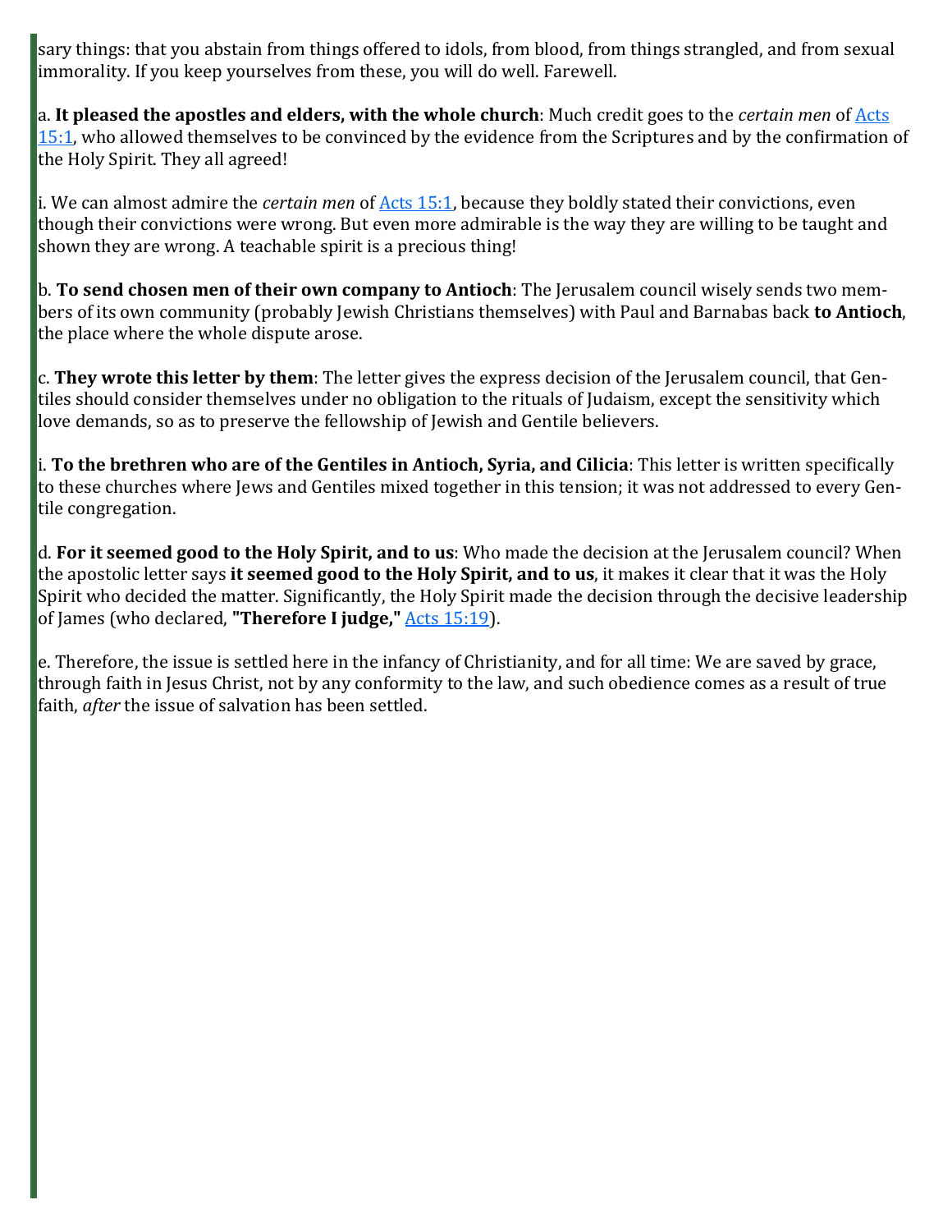sary things: that you abstain from things offered to idols, from blood, from things strangled, and from sexual immorality. If you keep yourselves from these, you will do well. Farewell.

a. **It pleased the apostles and elders, with the whole church**: Much credit goes to the *certain men* of Acts 15:1, who allowed themselves to be convinced by the evidence from the Scriptures and by the confirmation of the Holy Spirit. They all agreed!

i. We can almost admire the *certain men* of Acts 15:1, because they boldly stated their convictions, even though their convictions were wrong. But even more admirable is the way they are willing to be taught and shown they are wrong. A teachable spirit is a precious thing!

b. **To send chosen men of their own company to Antioch**: The Jerusalem council wisely sends two members of its own community (probably Jewish Christians themselves) with Paul and Barnabas back **to Antioch**, the place where the whole dispute arose.

c. **They wrote this letter by them**: The letter gives the express decision of the Jerusalem council, that Gentiles should consider themselves under no obligation to the rituals of Judaism, except the sensitivity which love demands, so as to preserve the fellowship of Jewish and Gentile believers.

i. **To the brethren who are of the Gentiles in Antioch, Syria, and Cilicia**: This letter is written specifically to these churches where Jews and Gentiles mixed together in this tension; it was not addressed to every Gentile congregation.

d. **For it seemed good to the Holy Spirit, and to us**: Who made the decision at the Jerusalem council? When the apostolic letter says **it seemed good to the Holy Spirit, and to us**, it makes it clear that it was the Holy Spirit who decided the matter. Significantly, the Holy Spirit made the decision through the decisive leadership of James (who declared, **"Therefore I judge,"** Acts 15:19).

e. Therefore, the issue is settled here in the infancy of Christianity, and for all time: We are saved by grace, through faith in Jesus Christ, not by any conformity to the law, and such obedience comes as a result of true faith, *after* the issue of salvation has been settled.